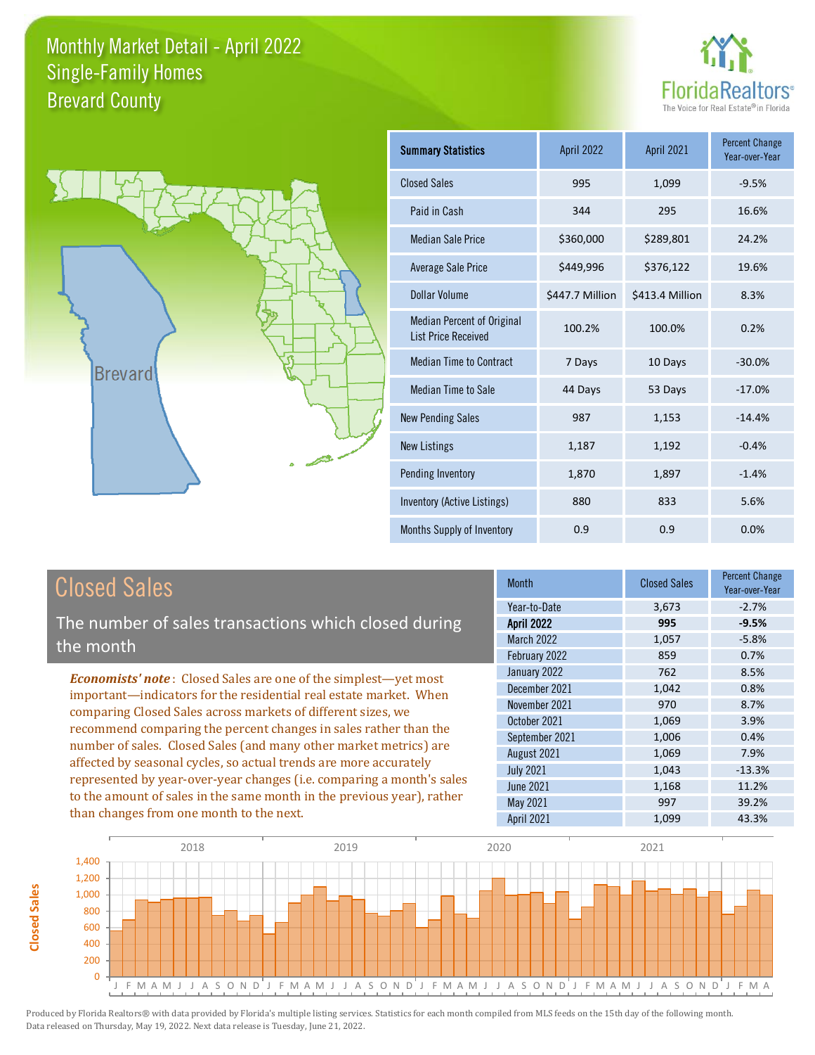# Monthly Market Detail - April 2022
## Single-Family Homes
## Brevard County

FloridaRealtors® The Voice for Real Estate® in Florida

| Summary Statistics | April 2022 | April 2021 | Percent Change Year-over-Year |
|---|---|---|---|
| Closed Sales | 995 | 1,099 | -9.5% |
| Paid in Cash | 344 | 295 | 16.6% |
| Median Sale Price | $360,000 | $289,801 | 24.2% |
| Average Sale Price | $449,996 | $376,122 | 19.6% |
| Dollar Volume | $447.7 Million | $413.4 Million | 8.3% |
| Median Percent of Original List Price Received | 100.2% | 100.0% | 0.2% |
| Median Time to Contract | 7 Days | 10 Days | -30.0% |
| Median Time to Sale | 44 Days | 53 Days | -17.0% |
| New Pending Sales | 987 | 1,153 | -14.4% |
| New Listings | 1,187 | 1,192 | -0.4% |
| Pending Inventory | 1,870 | 1,897 | -1.4% |
| Inventory (Active Listings) | 880 | 833 | 5.6% |
| Months Supply of Inventory | 0.9 | 0.9 | 0.0% |

## Closed Sales

The number of sales transactions which closed during the month

*Economists' note*: Closed Sales are one of the simplest—yet most important—indicators for the residential real estate market. When comparing Closed Sales across markets of different sizes, we recommend comparing the percent changes in sales rather than the number of sales. Closed Sales (and many other market metrics) are affected by seasonal cycles, so actual trends are more accurately represented by year-over-year changes (i.e. comparing a month's sales to the amount of sales in the same month in the previous year), rather than changes from one month to the next.

| Month | Closed Sales | Percent Change Year-over-Year |
|---|---|---|
| Year-to-Date | 3,673 | -2.7% |
| **April 2022** | **995** | **-9.5%** |
| March 2022 | 1,057 | -5.8% |
| February 2022 | 859 | 0.7% |
| January 2022 | 762 | 8.5% |
| December 2021 | 1,042 | 0.8% |
| November 2021 | 970 | 8.7% |
| October 2021 | 1,069 | 3.9% |
| September 2021 | 1,006 | 0.4% |
| August 2021 | 1,069 | 7.9% |
| July 2021 | 1,043 | -13.3% |
| June 2021 | 1,168 | 11.2% |
| May 2021 | 997 | 39.2% |
| April 2021 | 1,099 | 43.3% |

Produced by Florida Realtors® with data provided by Florida's multiple listing services. Statistics for each month compiled from MLS feeds on the 15th day of the following month. Data released on Thursday, May 19, 2022. Next data release is Tuesday, June 21, 2022.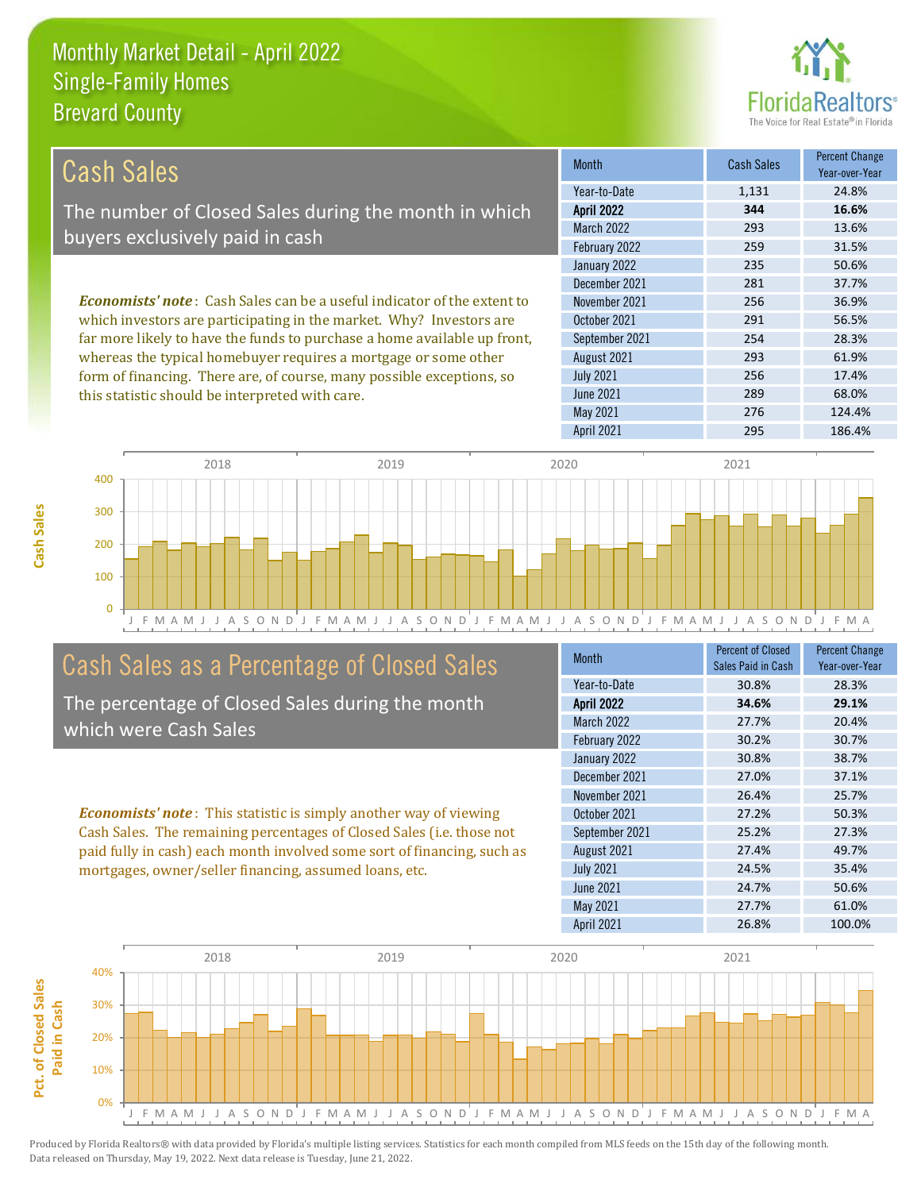# Monthly Market Detail - April 2022
## Single-Family Homes
## Brevard County

## Cash Sales

The number of Closed Sales during the month in which buyers exclusively paid in cash

*Economists' note*: Cash Sales can be a useful indicator of the extent to which investors are participating in the market. Why? Investors are far more likely to have the funds to purchase a home available up front, whereas the typical homebuyer requires a mortgage or some other form of financing. There are, of course, many possible exceptions, so this statistic should be interpreted with care.

| Month | Cash Sales | Percent Change Year-over-Year |
|---|---|---|
| Year-to-Date | 1,131 | 24.8% |
| **April 2022** | **344** | **16.6%** |
| March 2022 | 293 | 13.6% |
| February 2022 | 259 | 31.5% |
| January 2022 | 235 | 50.6% |
| December 2021 | 281 | 37.7% |
| November 2021 | 256 | 36.9% |
| October 2021 | 291 | 56.5% |
| September 2021 | 254 | 28.3% |
| August 2021 | 293 | 61.9% |
| July 2021 | 256 | 17.4% |
| June 2021 | 289 | 68.0% |
| May 2021 | 276 | 124.4% |
| April 2021 | 295 | 186.4% |

## Cash Sales as a Percentage of Closed Sales

The percentage of Closed Sales during the month which were Cash Sales

*Economists' note*: This statistic is simply another way of viewing Cash Sales. The remaining percentages of Closed Sales (i.e. those not paid fully in cash) each month involved some sort of financing, such as mortgages, owner/seller financing, assumed loans, etc.

| Month | Percent of Closed Sales Paid in Cash | Percent Change Year-over-Year |
|---|---|---|
| Year-to-Date | 30.8% | 28.3% |
| **April 2022** | **34.6%** | **29.1%** |
| March 2022 | 27.7% | 20.4% |
| February 2022 | 30.2% | 30.7% |
| January 2022 | 30.8% | 38.7% |
| December 2021 | 27.0% | 37.1% |
| November 2021 | 26.4% | 25.7% |
| October 2021 | 27.2% | 50.3% |
| September 2021 | 25.2% | 27.3% |
| August 2021 | 27.4% | 49.7% |
| July 2021 | 24.5% | 35.4% |
| June 2021 | 24.7% | 50.6% |
| May 2021 | 27.7% | 61.0% |
| April 2021 | 26.8% | 100.0% |

Produced by Florida Realtors® with data provided by Florida's multiple listing services. Statistics for each month compiled from MLS feeds on the 15th day of the following month. Data released on Thursday, May 19, 2022. Next data release is Tuesday, June 21, 2022.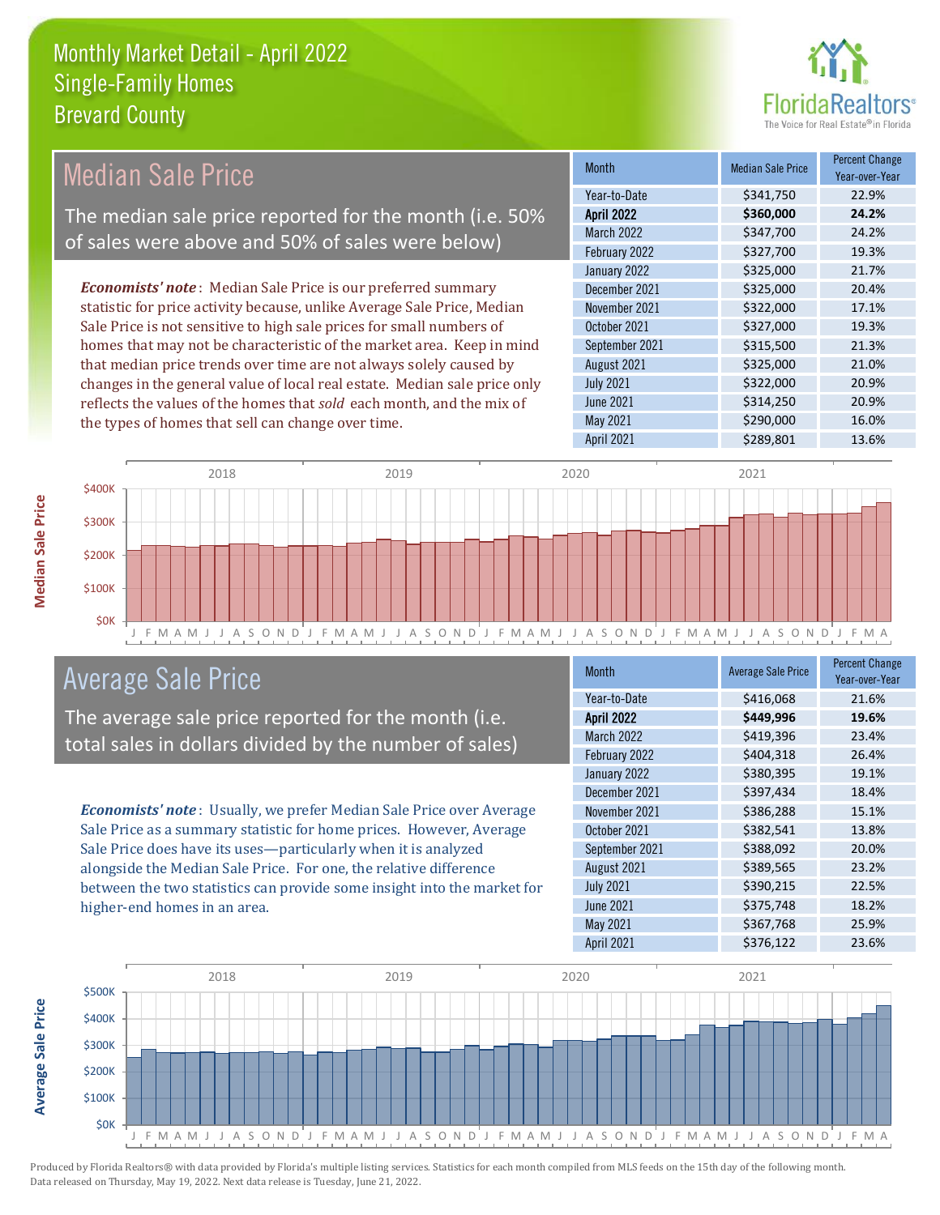# Monthly Market Detail - April 2022
## Single-Family Homes
## Brevard County

## Median Sale Price

The median sale price reported for the month (i.e. 50% of sales were above and 50% of sales were below)

*Economists' note*: Median Sale Price is our preferred summary statistic for price activity because, unlike Average Sale Price, Median Sale Price is not sensitive to high sale prices for small numbers of homes that may not be characteristic of the market area. Keep in mind that median price trends over time are not always solely caused by changes in the general value of local real estate. Median sale price only reflects the values of the homes that *sold* each month, and the mix of the types of homes that sell can change over time.

| Month | Median Sale Price | Percent Change Year-over-Year |
|---|---|---|
| Year-to-Date | $341,750 | 22.9% |
| **April 2022** | **$360,000** | **24.2%** |
| March 2022 | $347,700 | 24.2% |
| February 2022 | $327,700 | 19.3% |
| January 2022 | $325,000 | 21.7% |
| December 2021 | $325,000 | 20.4% |
| November 2021 | $322,000 | 17.1% |
| October 2021 | $327,000 | 19.3% |
| September 2021 | $315,500 | 21.3% |
| August 2021 | $325,000 | 21.0% |
| July 2021 | $322,000 | 20.9% |
| June 2021 | $314,250 | 20.9% |
| May 2021 | $290,000 | 16.0% |
| April 2021 | $289,801 | 13.6% |

## Average Sale Price

The average sale price reported for the month (i.e. total sales in dollars divided by the number of sales)

*Economists' note*: Usually, we prefer Median Sale Price over Average Sale Price as a summary statistic for home prices. However, Average Sale Price does have its uses—particularly when it is analyzed alongside the Median Sale Price. For one, the relative difference between the two statistics can provide some insight into the market for higher-end homes in an area.

| Month | Average Sale Price | Percent Change Year-over-Year |
|---|---|---|
| Year-to-Date | $416,068 | 21.6% |
| **April 2022** | **$449,996** | **19.6%** |
| March 2022 | $419,396 | 23.4% |
| February 2022 | $404,318 | 26.4% |
| January 2022 | $380,395 | 19.1% |
| December 2021 | $397,434 | 18.4% |
| November 2021 | $386,288 | 15.1% |
| October 2021 | $382,541 | 13.8% |
| September 2021 | $388,092 | 20.0% |
| August 2021 | $389,565 | 23.2% |
| July 2021 | $390,215 | 22.5% |
| June 2021 | $375,748 | 18.2% |
| May 2021 | $367,768 | 25.9% |
| April 2021 | $376,122 | 23.6% |

Produced by Florida Realtors® with data provided by Florida's multiple listing services. Statistics for each month compiled from MLS feeds on the 15th day of the following month. Data released on Thursday, May 19, 2022. Next data release is Tuesday, June 21, 2022.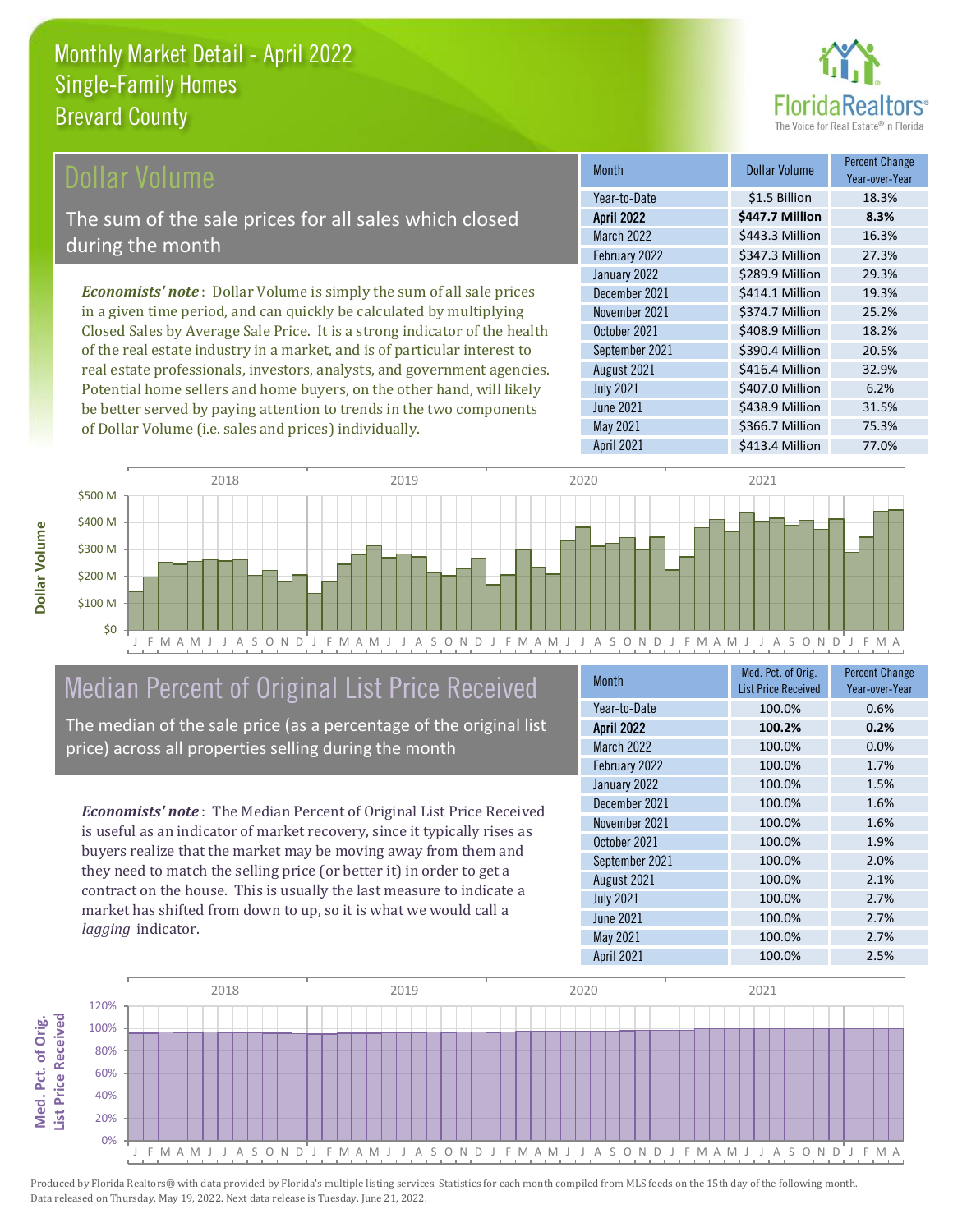# Monthly Market Detail - April 2022
## Single-Family Homes
## Brevard County

## Dollar Volume

The sum of the sale prices for all sales which closed during the month

*Economists' note*: Dollar Volume is simply the sum of all sale prices in a given time period, and can quickly be calculated by multiplying Closed Sales by Average Sale Price. It is a strong indicator of the health of the real estate industry in a market, and is of particular interest to real estate professionals, investors, analysts, and government agencies. Potential home sellers and home buyers, on the other hand, will likely be better served by paying attention to trends in the two components of Dollar Volume (i.e. sales and prices) individually.

| Month | Dollar Volume | Percent Change Year-over-Year |
|---|---|---|
| Year-to-Date | $1.5 Billion | 18.3% |
| **April 2022** | **$447.7 Million** | **8.3%** |
| March 2022 | $443.3 Million | 16.3% |
| February 2022 | $347.3 Million | 27.3% |
| January 2022 | $289.9 Million | 29.3% |
| December 2021 | $414.1 Million | 19.3% |
| November 2021 | $374.7 Million | 25.2% |
| October 2021 | $408.9 Million | 18.2% |
| September 2021 | $390.4 Million | 20.5% |
| August 2021 | $416.4 Million | 32.9% |
| July 2021 | $407.0 Million | 6.2% |
| June 2021 | $438.9 Million | 31.5% |
| May 2021 | $366.7 Million | 75.3% |
| April 2021 | $413.4 Million | 77.0% |

## Median Percent of Original List Price Received

The median of the sale price (as a percentage of the original list price) across all properties selling during the month

*Economists' note*: The Median Percent of Original List Price Received is useful as an indicator of market recovery, since it typically rises as buyers realize that the market may be moving away from them and they need to match the selling price (or better it) in order to get a contract on the house. This is usually the last measure to indicate a market has shifted from down to up, so it is what we would call a *lagging* indicator.

| Month | Med. Pct. of Orig. List Price Received | Percent Change Year-over-Year |
|---|---|---|
| Year-to-Date | 100.0% | 0.6% |
| **April 2022** | **100.2%** | **0.2%** |
| March 2022 | 100.0% | 0.0% |
| February 2022 | 100.0% | 1.7% |
| January 2022 | 100.0% | 1.5% |
| December 2021 | 100.0% | 1.6% |
| November 2021 | 100.0% | 1.6% |
| October 2021 | 100.0% | 1.9% |
| September 2021 | 100.0% | 2.0% |
| August 2021 | 100.0% | 2.1% |
| July 2021 | 100.0% | 2.7% |
| June 2021 | 100.0% | 2.7% |
| May 2021 | 100.0% | 2.7% |
| April 2021 | 100.0% | 2.5% |

Produced by Florida Realtors® with data provided by Florida's multiple listing services. Statistics for each month compiled from MLS feeds on the 15th day of the following month. Data released on Thursday, May 19, 2022. Next data release is Tuesday, June 21, 2022.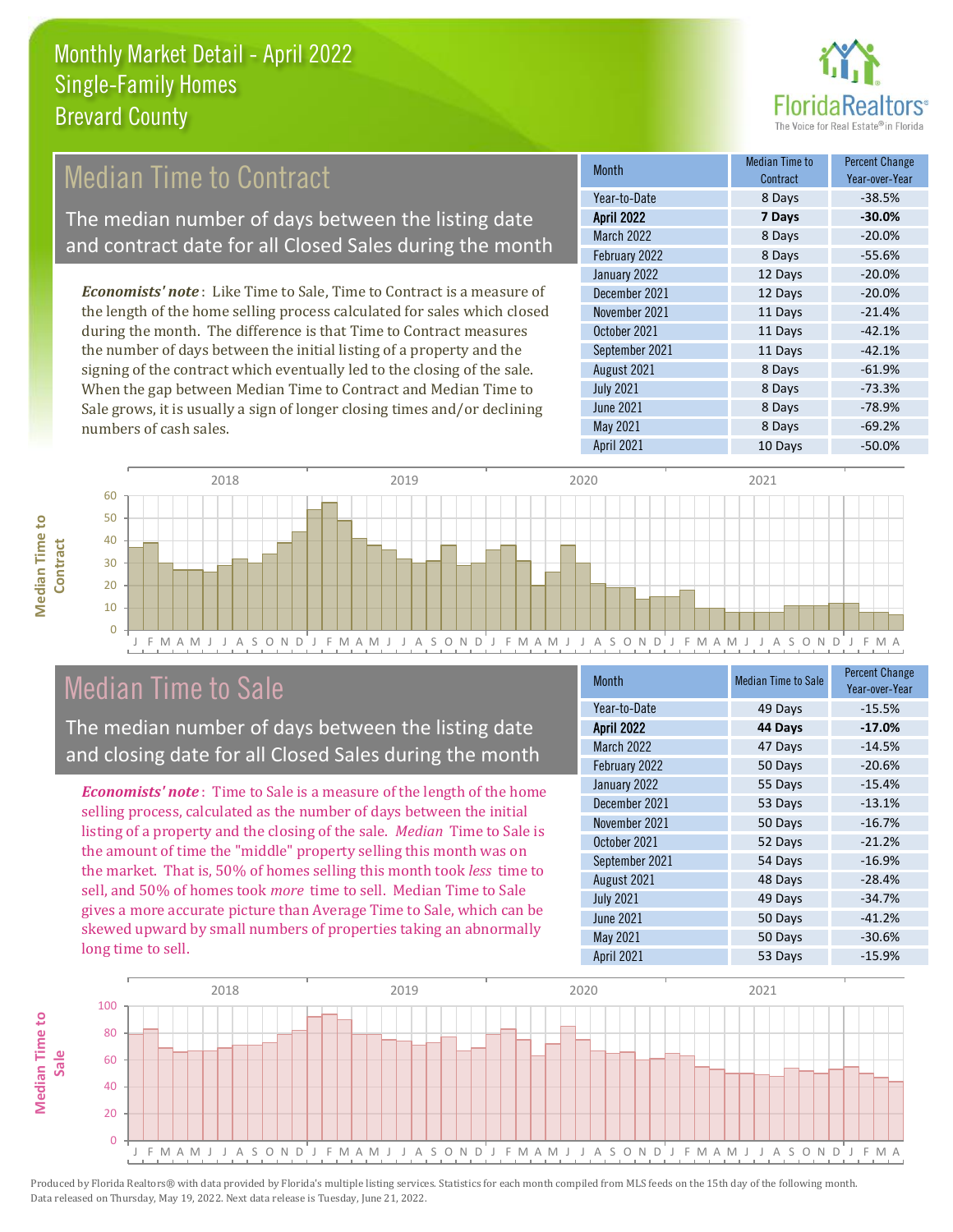# Monthly Market Detail - April 2022
## Single-Family Homes
## Brevard County

## Median Time to Contract

The median number of days between the listing date and contract date for all Closed Sales during the month

*Economists' note*: Like Time to Sale, Time to Contract is a measure of the length of the home selling process calculated for sales which closed during the month. The difference is that Time to Contract measures the number of days between the initial listing of a property and the signing of the contract which eventually led to the closing of the sale. When the gap between Median Time to Contract and Median Time to Sale grows, it is usually a sign of longer closing times and/or declining numbers of cash sales.

| Month | Median Time to Contract | Percent Change Year-over-Year |
|---|---|---|
| Year-to-Date | 8 Days | -38.5% |
| **April 2022** | **7 Days** | **-30.0%** |
| March 2022 | 8 Days | -20.0% |
| February 2022 | 8 Days | -55.6% |
| January 2022 | 12 Days | -20.0% |
| December 2021 | 12 Days | -20.0% |
| November 2021 | 11 Days | -21.4% |
| October 2021 | 11 Days | -42.1% |
| September 2021 | 11 Days | -42.1% |
| August 2021 | 8 Days | -61.9% |
| July 2021 | 8 Days | -73.3% |
| June 2021 | 8 Days | -78.9% |
| May 2021 | 8 Days | -69.2% |
| April 2021 | 10 Days | -50.0% |

## Median Time to Sale

The median number of days between the listing date and closing date for all Closed Sales during the month

*Economists' note*: Time to Sale is a measure of the length of the home selling process, calculated as the number of days between the initial listing of a property and the closing of the sale. *Median* Time to Sale is the amount of time the "middle" property selling this month was on the market. That is, 50% of homes selling this month took *less* time to sell, and 50% of homes took *more* time to sell. Median Time to Sale gives a more accurate picture than Average Time to Sale, which can be skewed upward by small numbers of properties taking an abnormally long time to sell.

| Month | Median Time to Sale | Percent Change Year-over-Year |
|---|---|---|
| Year-to-Date | 49 Days | -15.5% |
| **April 2022** | **44 Days** | **-17.0%** |
| March 2022 | 47 Days | -14.5% |
| February 2022 | 50 Days | -20.6% |
| January 2022 | 55 Days | -15.4% |
| December 2021 | 53 Days | -13.1% |
| November 2021 | 50 Days | -16.7% |
| October 2021 | 52 Days | -21.2% |
| September 2021 | 54 Days | -16.9% |
| August 2021 | 48 Days | -28.4% |
| July 2021 | 49 Days | -34.7% |
| June 2021 | 50 Days | -41.2% |
| May 2021 | 50 Days | -30.6% |
| April 2021 | 53 Days | -15.9% |

Produced by Florida Realtors® with data provided by Florida's multiple listing services. Statistics for each month compiled from MLS feeds on the 15th day of the following month. Data released on Thursday, May 19, 2022. Next data release is Tuesday, June 21, 2022.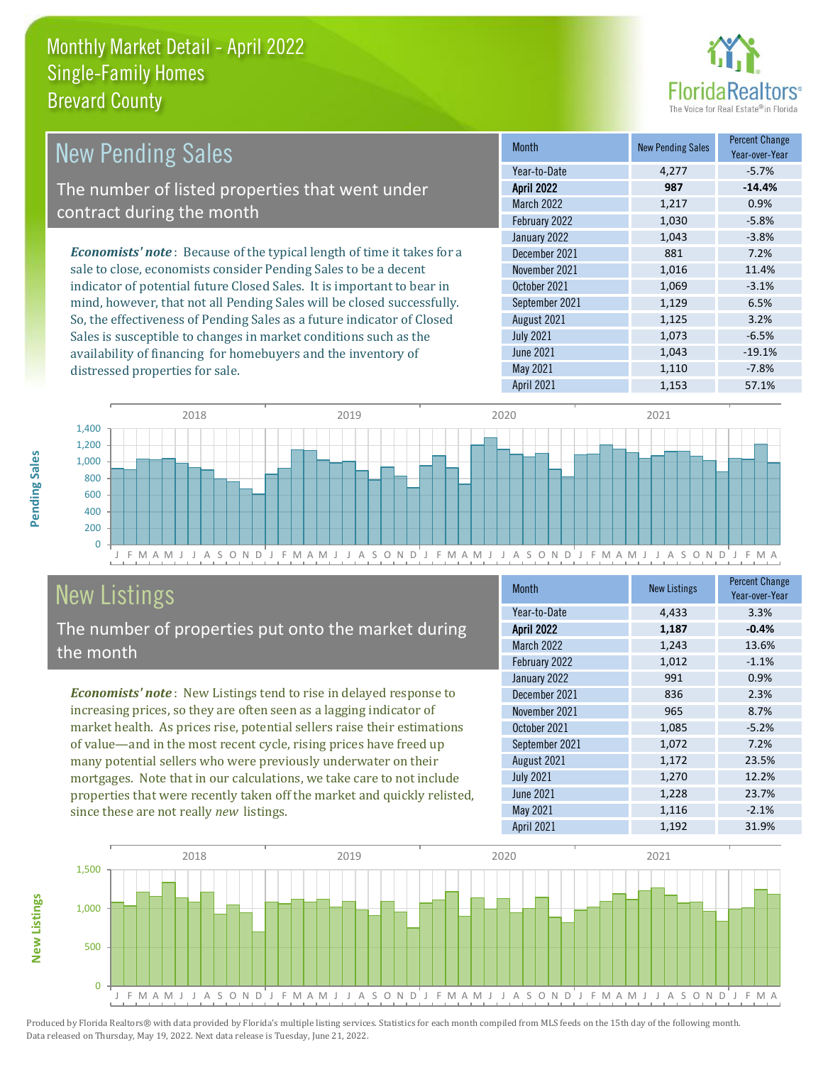# Monthly Market Detail - April 2022
## Single-Family Homes
## Brevard County

## New Pending Sales

The number of listed properties that went under contract during the month

*Economists' note*: Because of the typical length of time it takes for a sale to close, economists consider Pending Sales to be a decent indicator of potential future Closed Sales. It is important to bear in mind, however, that not all Pending Sales will be closed successfully. So, the effectiveness of Pending Sales as a future indicator of Closed Sales is susceptible to changes in market conditions such as the availability of financing for homebuyers and the inventory of distressed properties for sale.

| Month | New Pending Sales | Percent Change Year-over-Year |
|---|---|---|
| Year-to-Date | 4,277 | -5.7% |
| **April 2022** | **987** | **-14.4%** |
| March 2022 | 1,217 | 0.9% |
| February 2022 | 1,030 | -5.8% |
| January 2022 | 1,043 | -3.8% |
| December 2021 | 881 | 7.2% |
| November 2021 | 1,016 | 11.4% |
| October 2021 | 1,069 | -3.1% |
| September 2021 | 1,129 | 6.5% |
| August 2021 | 1,125 | 3.2% |
| July 2021 | 1,073 | -6.5% |
| June 2021 | 1,043 | -19.1% |
| May 2021 | 1,110 | -7.8% |
| April 2021 | 1,153 | 57.1% |

## New Listings

The number of properties put onto the market during the month

*Economists' note*: New Listings tend to rise in delayed response to increasing prices, so they are often seen as a lagging indicator of market health. As prices rise, potential sellers raise their estimations of value—and in the most recent cycle, rising prices have freed up many potential sellers who were previously underwater on their mortgages. Note that in our calculations, we take care to not include properties that were recently taken off the market and quickly relisted, since these are not really *new* listings.

| Month | New Listings | Percent Change Year-over-Year |
|---|---|---|
| Year-to-Date | 4,433 | 3.3% |
| **April 2022** | **1,187** | **-0.4%** |
| March 2022 | 1,243 | 13.6% |
| February 2022 | 1,012 | -1.1% |
| January 2022 | 991 | 0.9% |
| December 2021 | 836 | 2.3% |
| November 2021 | 965 | 8.7% |
| October 2021 | 1,085 | -5.2% |
| September 2021 | 1,072 | 7.2% |
| August 2021 | 1,172 | 23.5% |
| July 2021 | 1,270 | 12.2% |
| June 2021 | 1,228 | 23.7% |
| May 2021 | 1,116 | -2.1% |
| April 2021 | 1,192 | 31.9% |

Produced by Florida Realtors® with data provided by Florida's multiple listing services. Statistics for each month compiled from MLS feeds on the 15th day of the following month. Data released on Thursday, May 19, 2022. Next data release is Tuesday, June 21, 2022.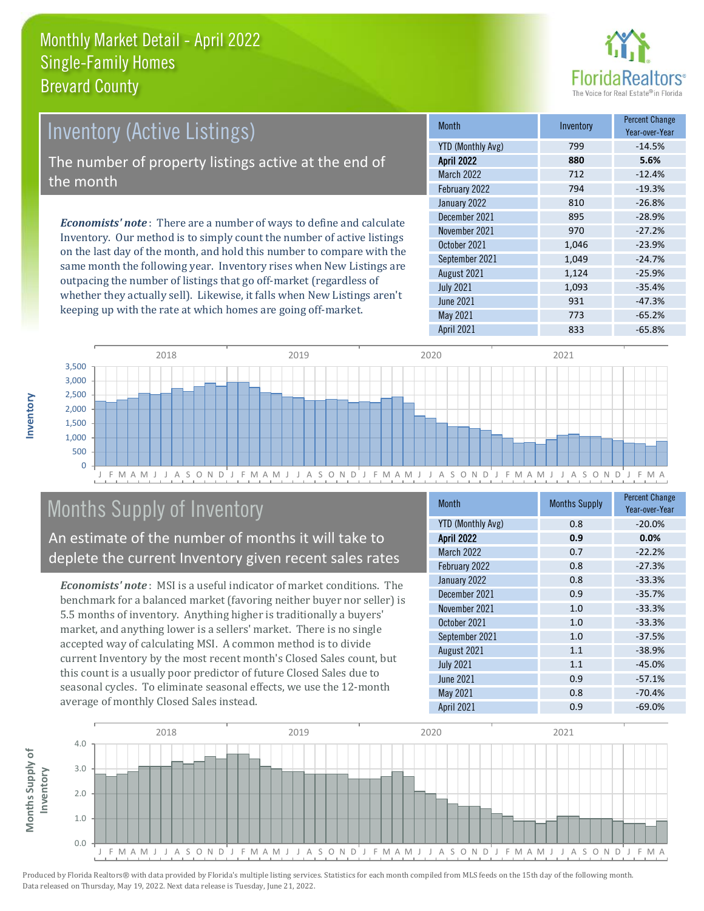# Monthly Market Detail - April 2022
## Single-Family Homes
## Brevard County

## Inventory (Active Listings)

The number of property listings active at the end of the month

*Economists' note*: There are a number of ways to define and calculate Inventory. Our method is to simply count the number of active listings on the last day of the month, and hold this number to compare with the same month the following year. Inventory rises when New Listings are outpacing the number of listings that go off-market (regardless of whether they actually sell). Likewise, it falls when New Listings aren't keeping up with the rate at which homes are going off-market.

| Month | Inventory | Percent Change Year-over-Year |
|---|---|---|
| YTD (Monthly Avg) | 799 | -14.5% |
| **April 2022** | **880** | **5.6%** |
| March 2022 | 712 | -12.4% |
| February 2022 | 794 | -19.3% |
| January 2022 | 810 | -26.8% |
| December 2021 | 895 | -28.9% |
| November 2021 | 970 | -27.2% |
| October 2021 | 1,046 | -23.9% |
| September 2021 | 1,049 | -24.7% |
| August 2021 | 1,124 | -25.9% |
| July 2021 | 1,093 | -35.4% |
| June 2021 | 931 | -47.3% |
| May 2021 | 773 | -65.2% |
| April 2021 | 833 | -65.8% |

## Months Supply of Inventory

An estimate of the number of months it will take to deplete the current Inventory given recent sales rates

*Economists' note*: MSI is a useful indicator of market conditions. The benchmark for a balanced market (favoring neither buyer nor seller) is 5.5 months of inventory. Anything higher is traditionally a buyers' market, and anything lower is a sellers' market. There is no single accepted way of calculating MSI. A common method is to divide current Inventory by the most recent month's Closed Sales count, but this count is a usually poor predictor of future Closed Sales due to seasonal cycles. To eliminate seasonal effects, we use the 12-month average of monthly Closed Sales instead.

| Month | Months Supply | Percent Change Year-over-Year |
|---|---|---|
| YTD (Monthly Avg) | 0.8 | -20.0% |
| **April 2022** | **0.9** | **0.0%** |
| March 2022 | 0.7 | -22.2% |
| February 2022 | 0.8 | -27.3% |
| January 2022 | 0.8 | -33.3% |
| December 2021 | 0.9 | -35.7% |
| November 2021 | 1.0 | -33.3% |
| October 2021 | 1.0 | -33.3% |
| September 2021 | 1.0 | -37.5% |
| August 2021 | 1.1 | -38.9% |
| July 2021 | 1.1 | -45.0% |
| June 2021 | 0.9 | -57.1% |
| May 2021 | 0.8 | -70.4% |
| April 2021 | 0.9 | -69.0% |

Produced by Florida Realtors® with data provided by Florida's multiple listing services. Statistics for each month compiled from MLS feeds on the 15th day of the following month. Data released on Thursday, May 19, 2022. Next data release is Tuesday, June 21, 2022.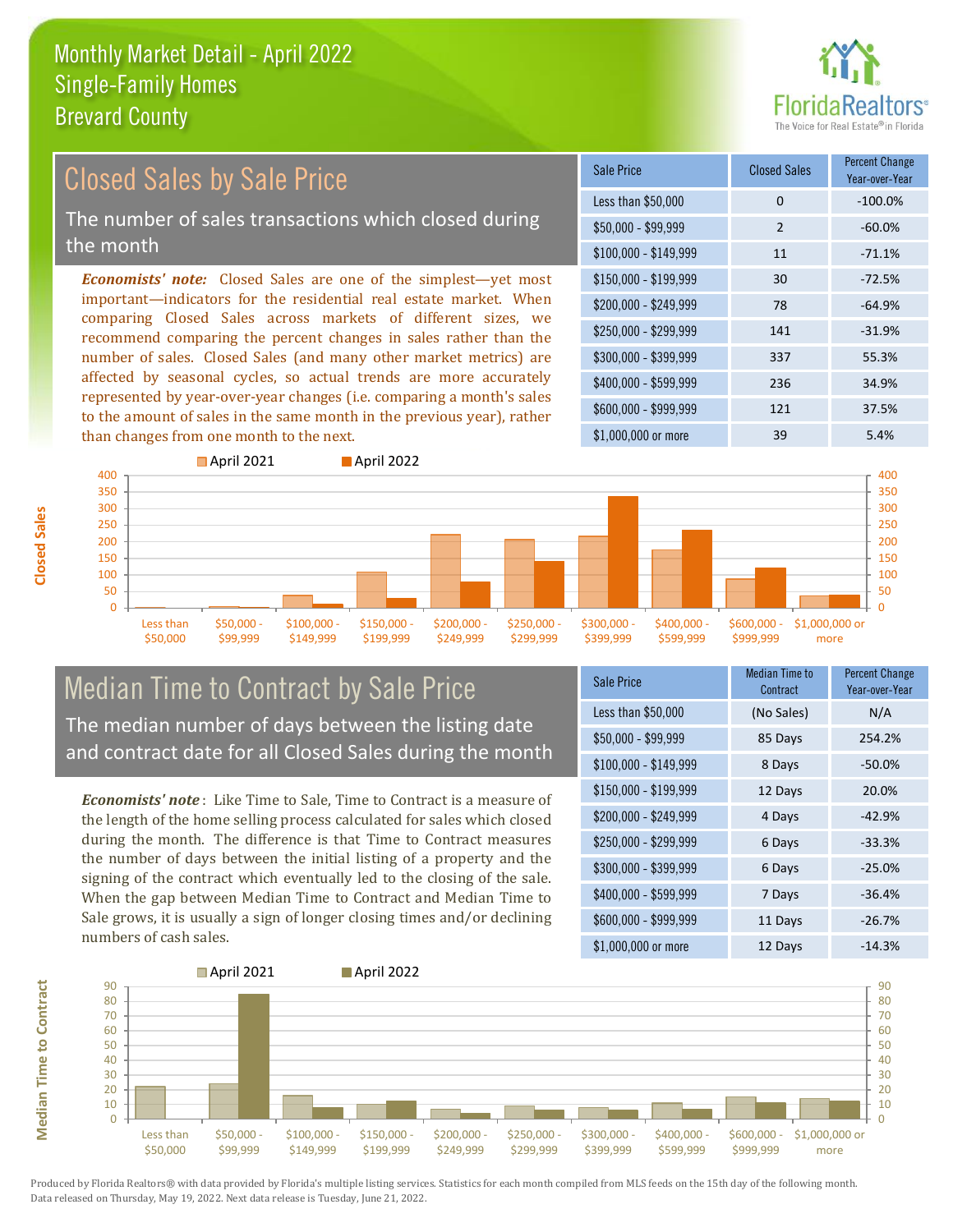# Monthly Market Detail - April 2022
## Single-Family Homes
## Brevard County

## Closed Sales by Sale Price

The number of sales transactions which closed during the month

***Economists' note:*** Closed Sales are one of the simplest—yet most important—indicators for the residential real estate market. When comparing Closed Sales across markets of different sizes, we recommend comparing the percent changes in sales rather than the number of sales. Closed Sales (and many other market metrics) are affected by seasonal cycles, so actual trends are more accurately represented by year-over-year changes (i.e. comparing a month's sales to the amount of sales in the same month in the previous year), rather than changes from one month to the next.

| Sale Price | Closed Sales | Percent Change Year-over-Year |
|---|---|---|
| Less than $50,000 | 0 | -100.0% |
| $50,000 - $99,999 | 2 | -60.0% |
| $100,000 - $149,999 | 11 | -71.1% |
| $150,000 - $199,999 | 30 | -72.5% |
| $200,000 - $249,999 | 78 | -64.9% |
| $250,000 - $299,999 | 141 | -31.9% |
| $300,000 - $399,999 | 337 | 55.3% |
| $400,000 - $599,999 | 236 | 34.9% |
| $600,000 - $999,999 | 121 | 37.5% |
| $1,000,000 or more | 39 | 5.4% |

## Median Time to Contract by Sale Price

The median number of days between the listing date and contract date for all Closed Sales during the month

***Economists' note*** : Like Time to Sale, Time to Contract is a measure of the length of the home selling process calculated for sales which closed during the month. The difference is that Time to Contract measures the number of days between the initial listing of a property and the signing of the contract which eventually led to the closing of the sale. When the gap between Median Time to Contract and Median Time to Sale grows, it is usually a sign of longer closing times and/or declining numbers of cash sales.

| Sale Price | Median Time to Contract | Percent Change Year-over-Year |
|---|---|---|
| Less than $50,000 | (No Sales) | N/A |
| $50,000 - $99,999 | 85 Days | 254.2% |
| $100,000 - $149,999 | 8 Days | -50.0% |
| $150,000 - $199,999 | 12 Days | 20.0% |
| $200,000 - $249,999 | 4 Days | -42.9% |
| $250,000 - $299,999 | 6 Days | -33.3% |
| $300,000 - $399,999 | 6 Days | -25.0% |
| $400,000 - $599,999 | 7 Days | -36.4% |
| $600,000 - $999,999 | 11 Days | -26.7% |
| $1,000,000 or more | 12 Days | -14.3% |

Produced by Florida Realtors® with data provided by Florida's multiple listing services. Statistics for each month compiled from MLS feeds on the 15th day of the following month. Data released on Thursday, May 19, 2022. Next data release is Tuesday, June 21, 2022.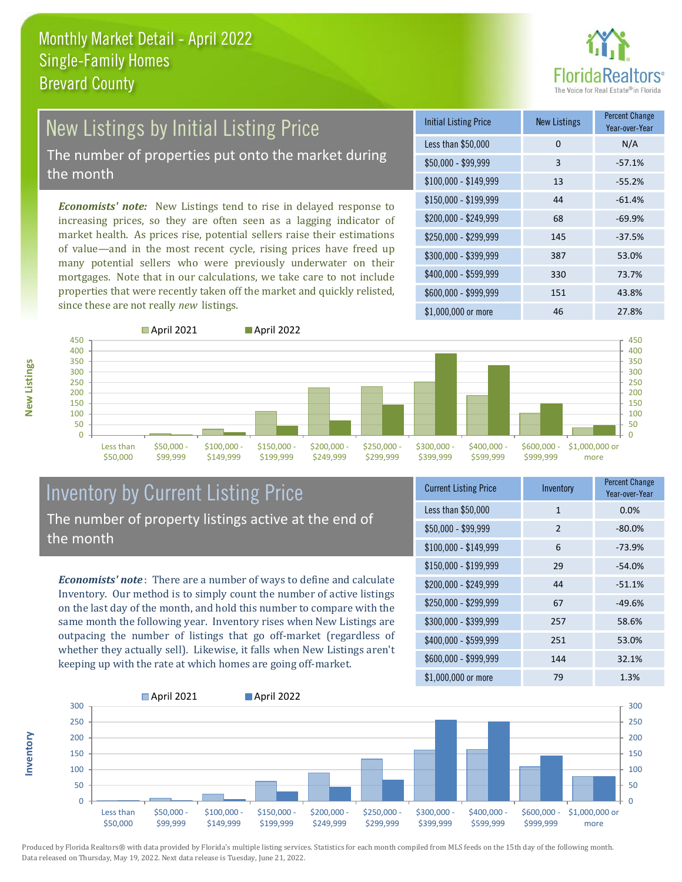# Monthly Market Detail - April 2022
## Single-Family Homes
## Brevard County

## New Listings by Initial Listing Price

The number of properties put onto the market during the month

*Economists' note:* New Listings tend to rise in delayed response to increasing prices, so they are often seen as a lagging indicator of market health. As prices rise, potential sellers raise their estimations of value—and in the most recent cycle, rising prices have freed up many potential sellers who were previously underwater on their mortgages. Note that in our calculations, we take care to not include properties that were recently taken off the market and quickly relisted, since these are not really *new* listings.

| Initial Listing Price | New Listings | Percent Change Year-over-Year |
|---|---|---|
| Less than $50,000 | 0 | N/A |
| $50,000 - $99,999 | 3 | -57.1% |
| $100,000 - $149,999 | 13 | -55.2% |
| $150,000 - $199,999 | 44 | -61.4% |
| $200,000 - $249,999 | 68 | -69.9% |
| $250,000 - $299,999 | 145 | -37.5% |
| $300,000 - $399,999 | 387 | 53.0% |
| $400,000 - $599,999 | 330 | 73.7% |
| $600,000 - $999,999 | 151 | 43.8% |
| $1,000,000 or more | 46 | 27.8% |

## Inventory by Current Listing Price

The number of property listings active at the end of the month

*Economists' note*: There are a number of ways to define and calculate Inventory. Our method is to simply count the number of active listings on the last day of the month, and hold this number to compare with the same month the following year. Inventory rises when New Listings are outpacing the number of listings that go off-market (regardless of whether they actually sell). Likewise, it falls when New Listings aren't keeping up with the rate at which homes are going off-market.

| Current Listing Price | Inventory | Percent Change Year-over-Year |
|---|---|---|
| Less than $50,000 | 1 | 0.0% |
| $50,000 - $99,999 | 2 | -80.0% |
| $100,000 - $149,999 | 6 | -73.9% |
| $150,000 - $199,999 | 29 | -54.0% |
| $200,000 - $249,999 | 44 | -51.1% |
| $250,000 - $299,999 | 67 | -49.6% |
| $300,000 - $399,999 | 257 | 58.6% |
| $400,000 - $599,999 | 251 | 53.0% |
| $600,000 - $999,999 | 144 | 32.1% |
| $1,000,000 or more | 79 | 1.3% |

Produced by Florida Realtors® with data provided by Florida's multiple listing services. Statistics for each month compiled from MLS feeds on the 15th day of the following month. Data released on Thursday, May 19, 2022. Next data release is Tuesday, June 21, 2022.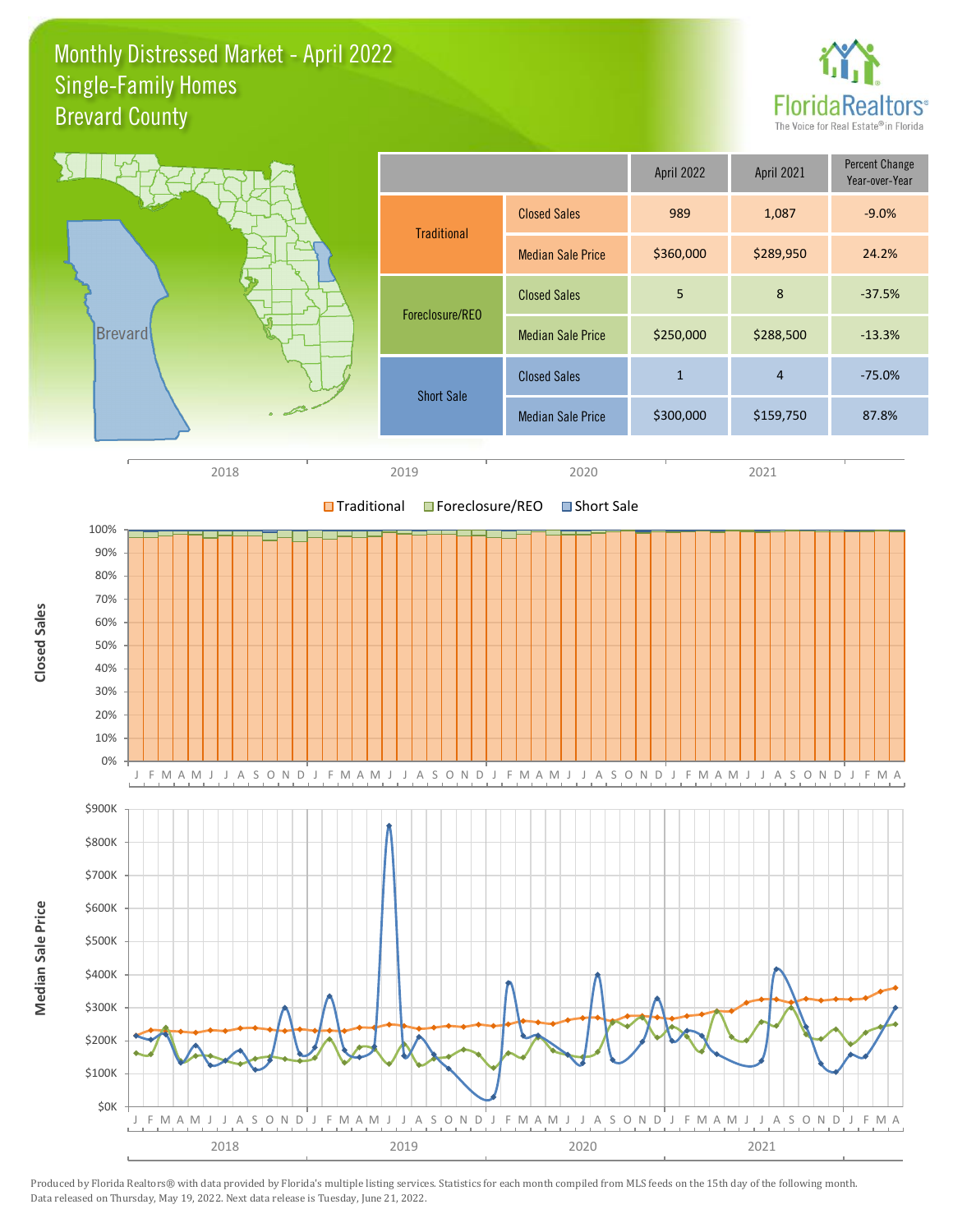# Monthly Distressed Market - April 2022
## Single-Family Homes
## Brevard County

FloridaRealtors®
The Voice for Real Estate® in Florida

Brevard

| | | April 2022 | April 2021 | Percent Change Year-over-Year |
|---|---|---|---|---|
| Traditional | Closed Sales | 989 | 1,087 | -9.0% |
| | Median Sale Price | $360,000 | $289,950 | 24.2% |
| Foreclosure/REO | Closed Sales | 5 | 8 | -37.5% |
| | Median Sale Price | $250,000 | $288,500 | -13.3% |
| Short Sale | Closed Sales | 1 | 4 | -75.0% |
| | Median Sale Price | $300,000 | $159,750 | 87.8% |

2018 2019 2020 2021

Traditional Foreclosure/REO Short Sale

Closed Sales

100% 90% 80% 70% 60% 50% 40% 30% 20% 10% 0%

J F M A M J J A S O N D J F M A M J J A S O N D J F M A M J J A S O N D J F M A M J J A S O N D J F M A

Median Sale Price

$900K $800K $700K $600K $500K $400K $300K $200K $100K $0K

J F M A M J J A S O N D J F M A M J J A S O N D J F M A M J J A S O N D J F M A M J J A S O N D J F M A

2018 2019 2020 2021

Produced by Florida Realtors® with data provided by Florida's multiple listing services. Statistics for each month compiled from MLS feeds on the 15th day of the following month. Data released on Thursday, May 19, 2022. Next data release is Tuesday, June 21, 2022.